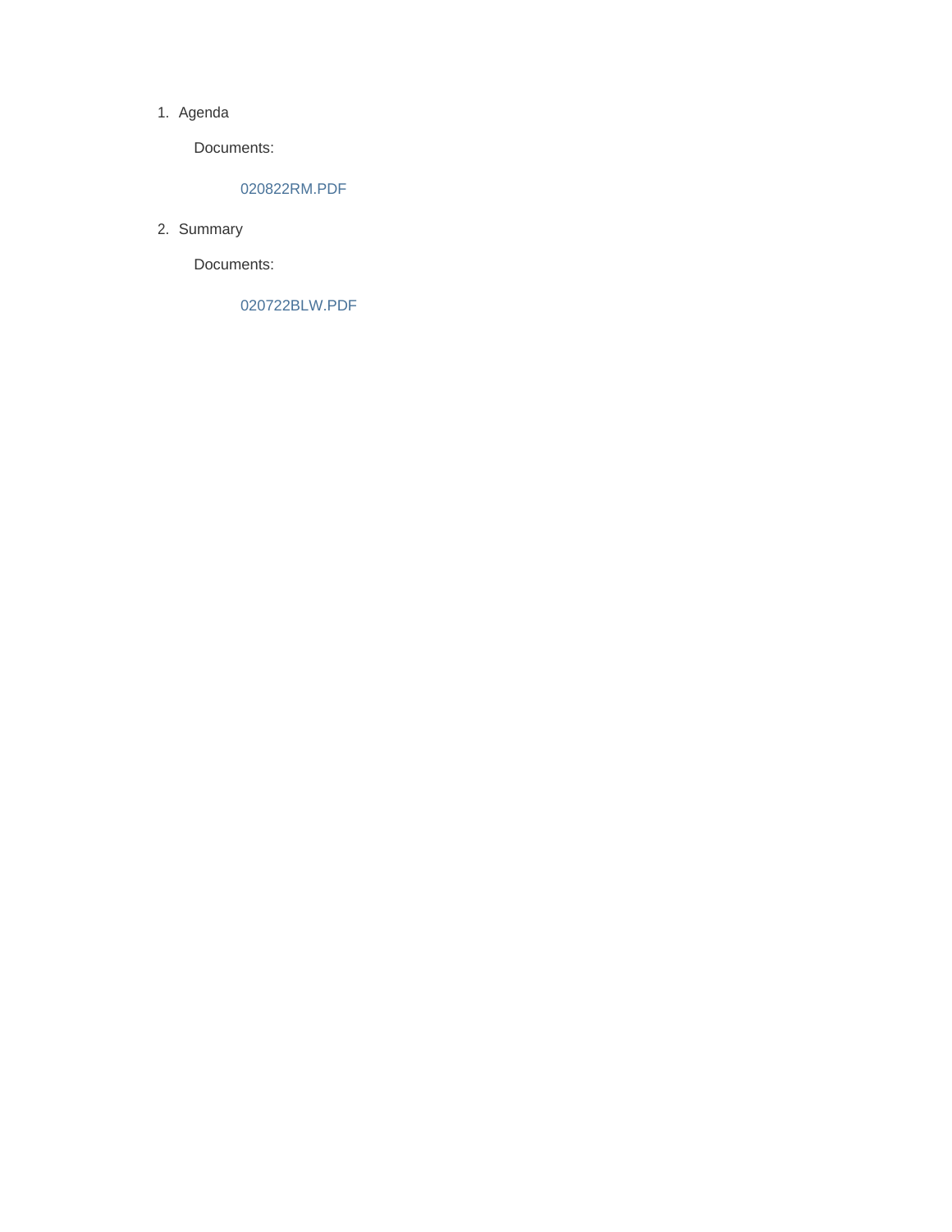1. Agenda

    Documents:

        020822RM.PDF

2. Summary

    Documents:

        020722BLW.PDF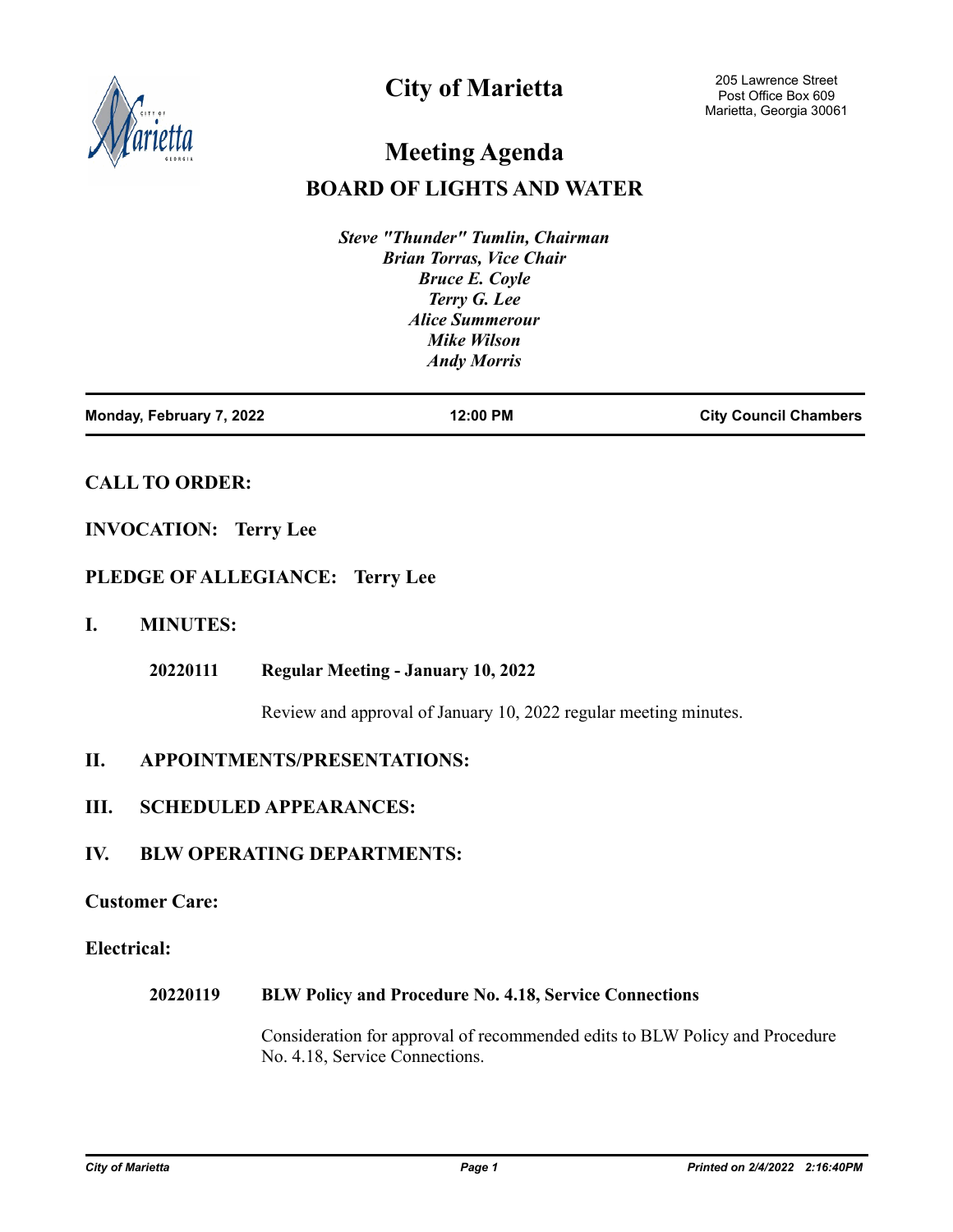# City of Marietta

205 Lawrence Street
Post Office Box 609
Marietta, Georgia 30061

# Meeting Agenda

## BOARD OF LIGHTS AND WATER

*Steve "Thunder" Tumlin, Chairman*
*Brian Torras, Vice Chair*
*Bruce E. Coyle*
*Terry G. Lee*
*Alice Summerour*
*Mike Wilson*
*Andy Morris*

**Monday, February 7, 2022** | **12:00 PM** | **City Council Chambers**

### CALL TO ORDER:

### INVOCATION: Terry Lee

### PLEDGE OF ALLEGIANCE: Terry Lee

### I. MINUTES:

**20220111** **Regular Meeting - January 10, 2022**

Review and approval of January 10, 2022 regular meeting minutes.

### II. APPOINTMENTS/PRESENTATIONS:

### III. SCHEDULED APPEARANCES:

### IV. BLW OPERATING DEPARTMENTS:

### Customer Care:

### Electrical:

**20220119** **BLW Policy and Procedure No. 4.18, Service Connections**

Consideration for approval of recommended edits to BLW Policy and Procedure No. 4.18, Service Connections.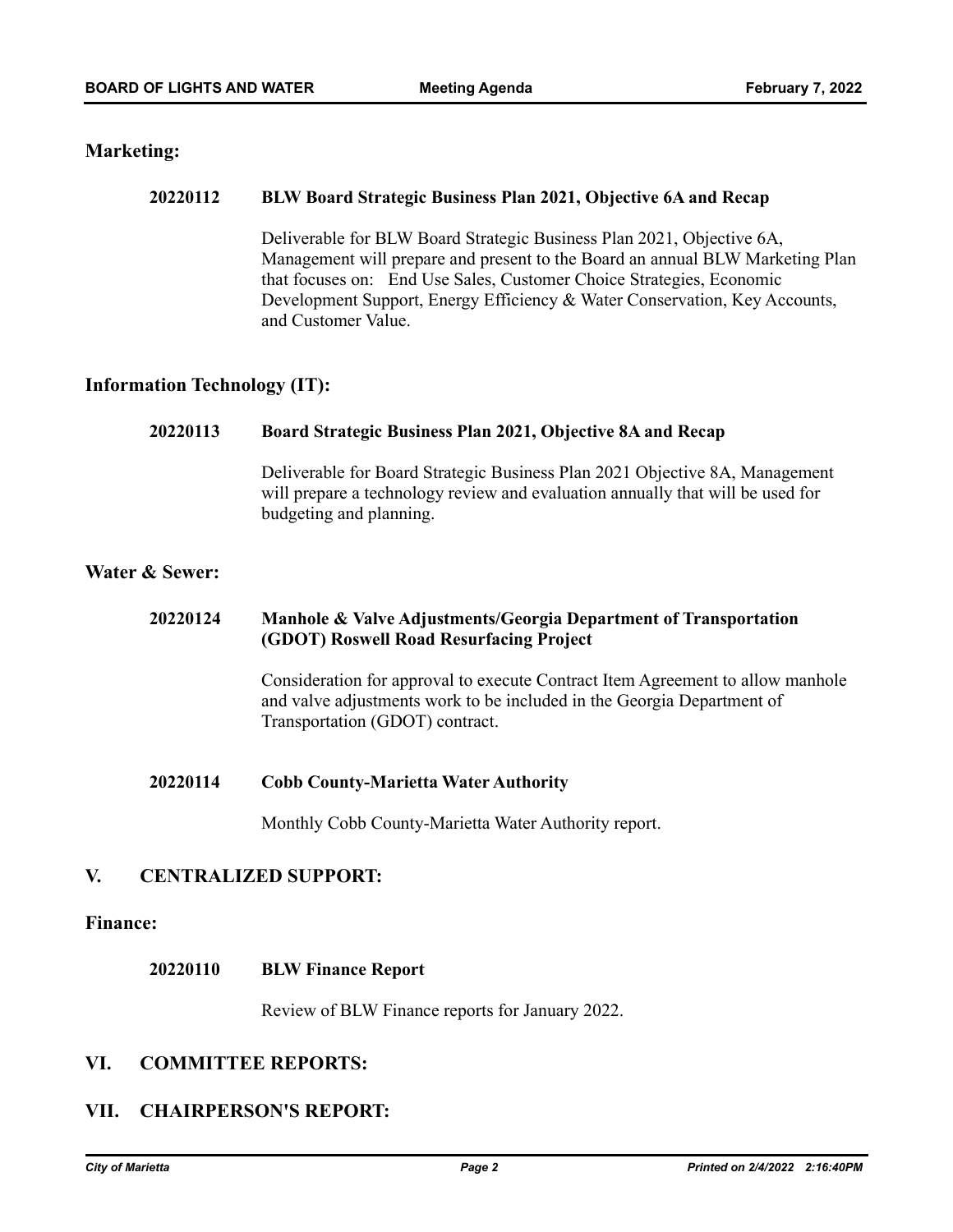## Marketing:

**20220112 BLW Board Strategic Business Plan 2021, Objective 6A and Recap**

Deliverable for BLW Board Strategic Business Plan 2021, Objective 6A, Management will prepare and present to the Board an annual BLW Marketing Plan that focuses on: End Use Sales, Customer Choice Strategies, Economic Development Support, Energy Efficiency & Water Conservation, Key Accounts, and Customer Value.

## Information Technology (IT):

**20220113 Board Strategic Business Plan 2021, Objective 8A and Recap**

Deliverable for Board Strategic Business Plan 2021 Objective 8A, Management will prepare a technology review and evaluation annually that will be used for budgeting and planning.

## Water & Sewer:

**20220124 Manhole & Valve Adjustments/Georgia Department of Transportation (GDOT) Roswell Road Resurfacing Project**

Consideration for approval to execute Contract Item Agreement to allow manhole and valve adjustments work to be included in the Georgia Department of Transportation (GDOT) contract.

**20220114 Cobb County-Marietta Water Authority**

Monthly Cobb County-Marietta Water Authority report.

# V. CENTRALIZED SUPPORT:

## Finance:

**20220110 BLW Finance Report**

Review of BLW Finance reports for January 2022.

# VI. COMMITTEE REPORTS:

# VII. CHAIRPERSON'S REPORT: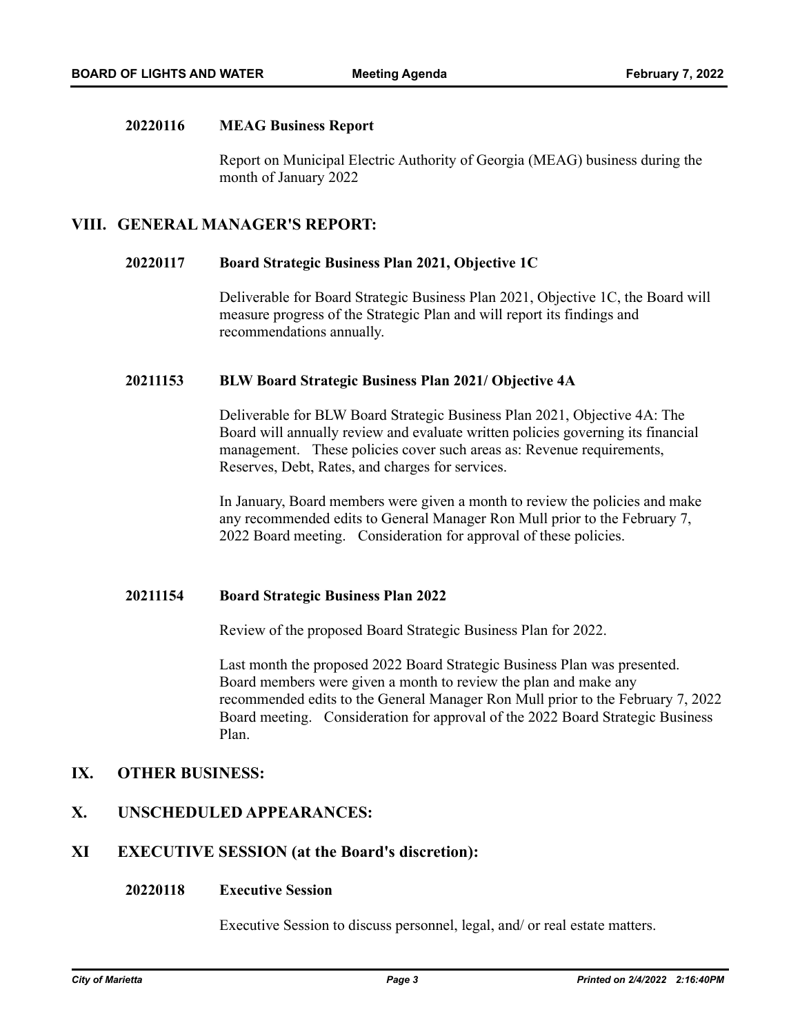**20220116 MEAG Business Report**

Report on Municipal Electric Authority of Georgia (MEAG) business during the month of January 2022

## VIII. GENERAL MANAGER'S REPORT:

**20220117 Board Strategic Business Plan 2021, Objective 1C**

Deliverable for Board Strategic Business Plan 2021, Objective 1C, the Board will measure progress of the Strategic Plan and will report its findings and recommendations annually.

**20211153 BLW Board Strategic Business Plan 2021/ Objective 4A**

Deliverable for BLW Board Strategic Business Plan 2021, Objective 4A: The Board will annually review and evaluate written policies governing its financial management. These policies cover such areas as: Revenue requirements, Reserves, Debt, Rates, and charges for services.

In January, Board members were given a month to review the policies and make any recommended edits to General Manager Ron Mull prior to the February 7, 2022 Board meeting. Consideration for approval of these policies.

**20211154 Board Strategic Business Plan 2022**

Review of the proposed Board Strategic Business Plan for 2022.

Last month the proposed 2022 Board Strategic Business Plan was presented. Board members were given a month to review the plan and make any recommended edits to the General Manager Ron Mull prior to the February 7, 2022 Board meeting. Consideration for approval of the 2022 Board Strategic Business Plan.

## IX. OTHER BUSINESS:

## X. UNSCHEDULED APPEARANCES:

## XI EXECUTIVE SESSION (at the Board's discretion):

**20220118 Executive Session**

Executive Session to discuss personnel, legal, and/ or real estate matters.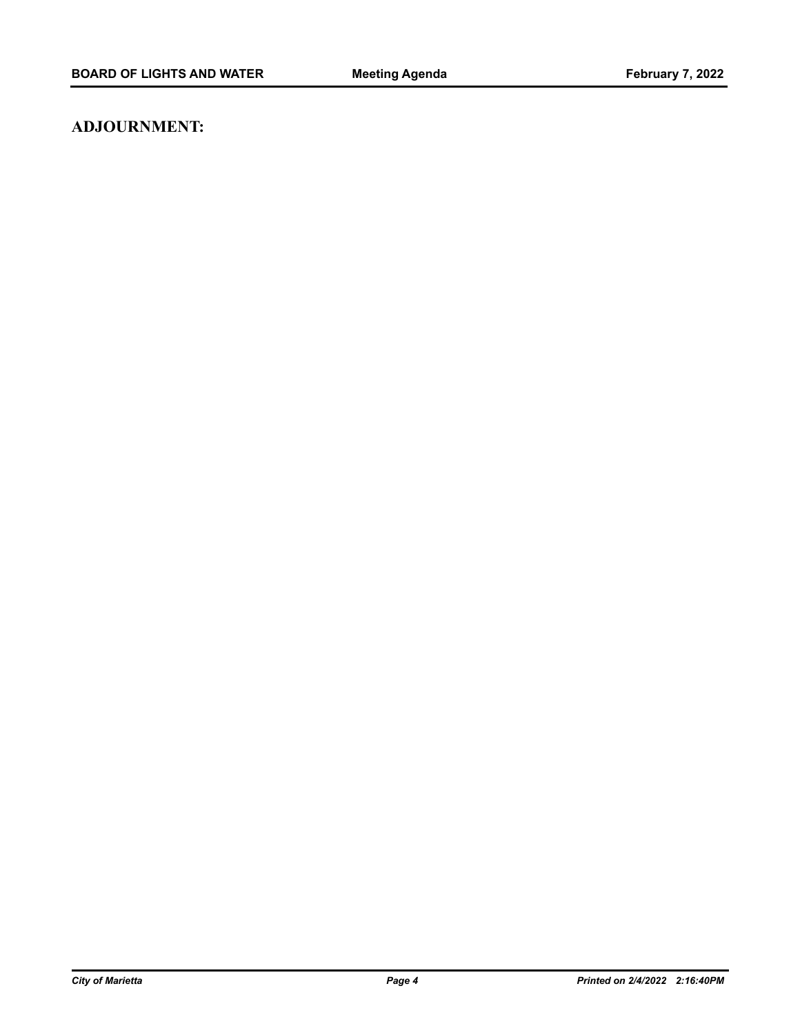## ADJOURNMENT: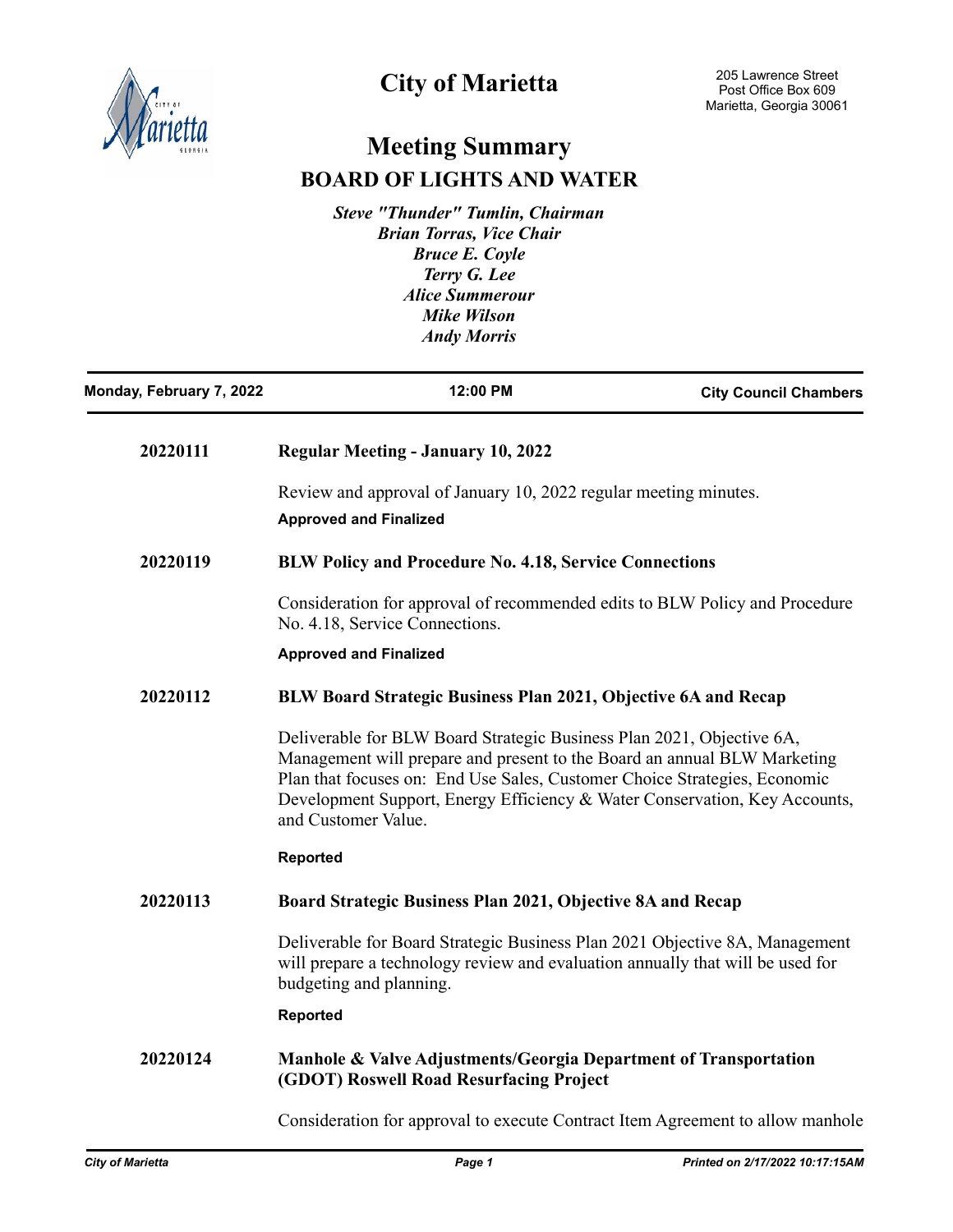# City of Marietta

205 Lawrence Street
Post Office Box 609
Marietta, Georgia 30061

## Meeting Summary

## BOARD OF LIGHTS AND WATER

*Steve "Thunder" Tumlin, Chairman*
*Brian Torras, Vice Chair*
*Bruce E. Coyle*
*Terry G. Lee*
*Alice Summerour*
*Mike Wilson*
*Andy Morris*

**Monday, February 7, 2022** | **12:00 PM** | **City Council Chambers**

---

**20220111** **Regular Meeting - January 10, 2022**

Review and approval of January 10, 2022 regular meeting minutes.

**Approved and Finalized**

**20220119** **BLW Policy and Procedure No. 4.18, Service Connections**

Consideration for approval of recommended edits to BLW Policy and Procedure No. 4.18, Service Connections.

**Approved and Finalized**

**20220112** **BLW Board Strategic Business Plan 2021, Objective 6A and Recap**

Deliverable for BLW Board Strategic Business Plan 2021, Objective 6A, Management will prepare and present to the Board an annual BLW Marketing Plan that focuses on: End Use Sales, Customer Choice Strategies, Economic Development Support, Energy Efficiency & Water Conservation, Key Accounts, and Customer Value.

**Reported**

**20220113** **Board Strategic Business Plan 2021, Objective 8A and Recap**

Deliverable for Board Strategic Business Plan 2021 Objective 8A, Management will prepare a technology review and evaluation annually that will be used for budgeting and planning.

**Reported**

**20220124** **Manhole & Valve Adjustments/Georgia Department of Transportation (GDOT) Roswell Road Resurfacing Project**

Consideration for approval to execute Contract Item Agreement to allow manhole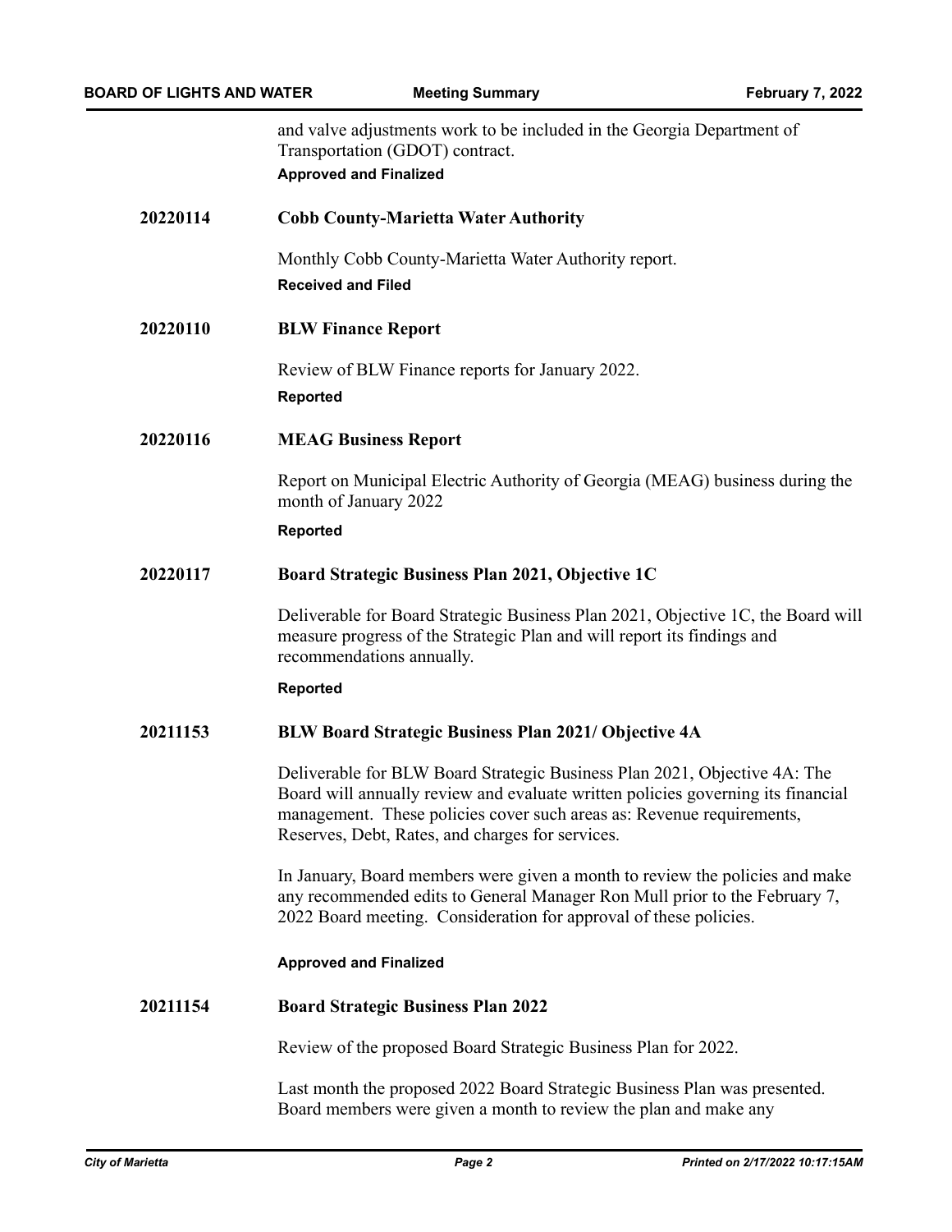and valve adjustments work to be included in the Georgia Department of Transportation (GDOT) contract.

**Approved and Finalized**

**20220114** **Cobb County-Marietta Water Authority**

Monthly Cobb County-Marietta Water Authority report.

**Received and Filed**

**20220110** **BLW Finance Report**

Review of BLW Finance reports for January 2022.

**Reported**

**20220116** **MEAG Business Report**

Report on Municipal Electric Authority of Georgia (MEAG) business during the month of January 2022

**Reported**

**20220117** **Board Strategic Business Plan 2021, Objective 1C**

Deliverable for Board Strategic Business Plan 2021, Objective 1C, the Board will measure progress of the Strategic Plan and will report its findings and recommendations annually.

**Reported**

**20211153** **BLW Board Strategic Business Plan 2021/ Objective 4A**

Deliverable for BLW Board Strategic Business Plan 2021, Objective 4A: The Board will annually review and evaluate written policies governing its financial management. These policies cover such areas as: Revenue requirements, Reserves, Debt, Rates, and charges for services.

In January, Board members were given a month to review the policies and make any recommended edits to General Manager Ron Mull prior to the February 7, 2022 Board meeting. Consideration for approval of these policies.

**Approved and Finalized**

**20211154** **Board Strategic Business Plan 2022**

Review of the proposed Board Strategic Business Plan for 2022.

Last month the proposed 2022 Board Strategic Business Plan was presented. Board members were given a month to review the plan and make any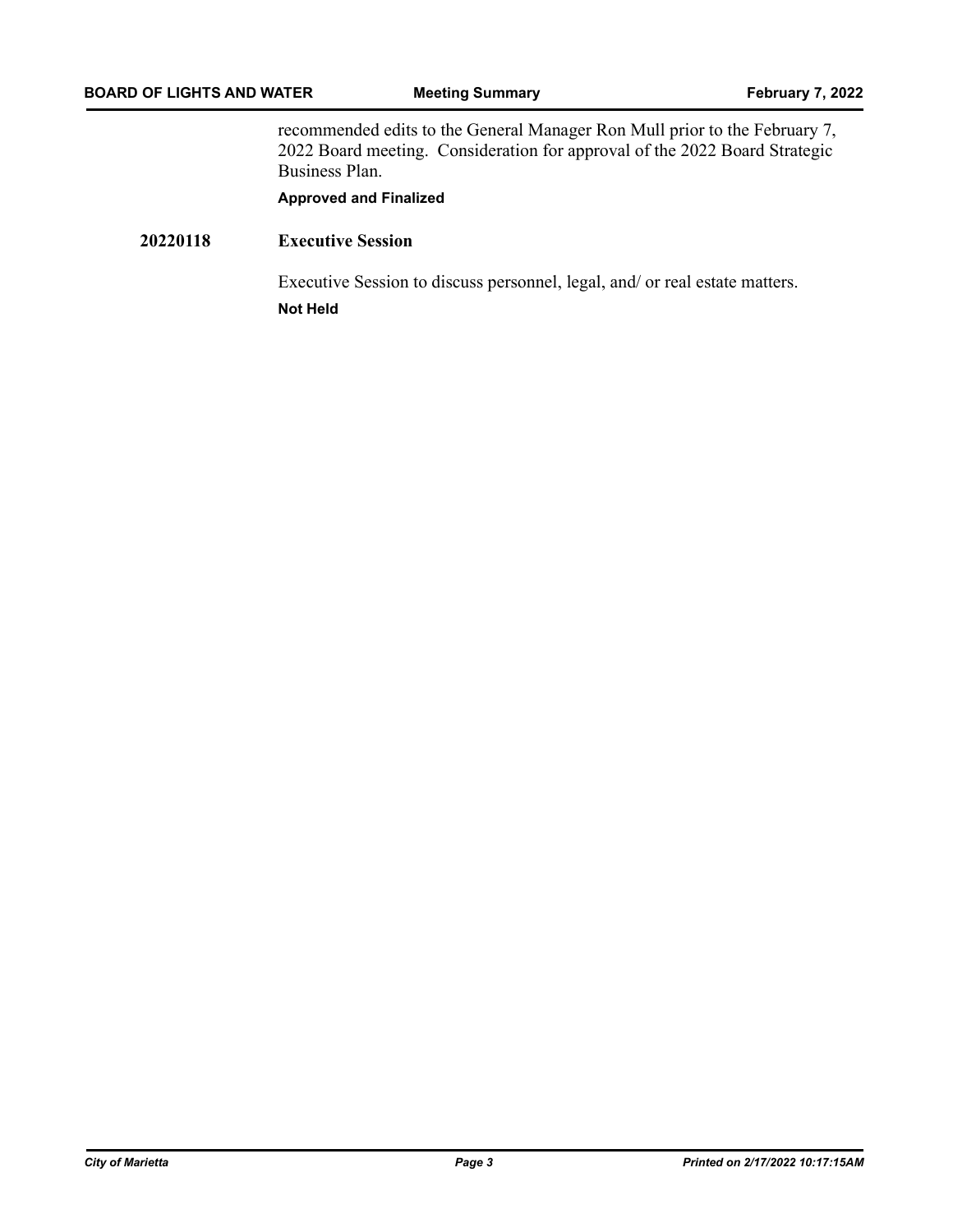recommended edits to the General Manager Ron Mull prior to the February 7, 2022 Board meeting. Consideration for approval of the 2022 Board Strategic Business Plan.

**Approved and Finalized**

**20220118 Executive Session**

Executive Session to discuss personnel, legal, and/ or real estate matters.

**Not Held**